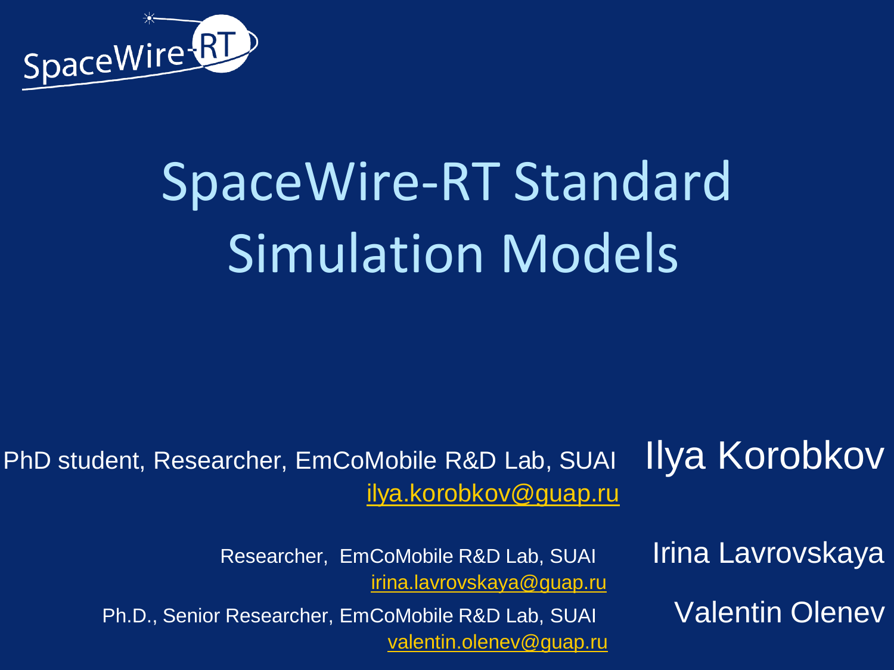SpaceWire-RT

# SpaceWire-RT Standard Simulation Models

**Ilya Korobkov**

PhD student, Researcher, EmCoMobile R&D Lab, SUAI
ilya.korobkov@guap.ru

**Irina Lavrovskaya**

Researcher, EmCoMobile R&D Lab, SUAI
irina.lavrovskaya@guap.ru

**Valentin Olenev**

Ph.D., Senior Researcher, EmCoMobile R&D Lab, SUAI
valentin.olenev@guap.ru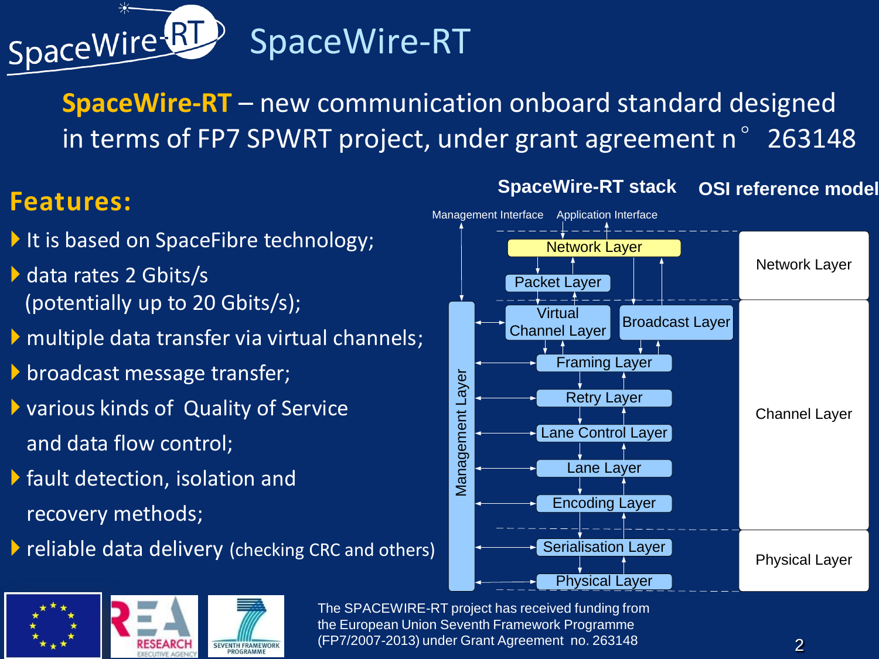# SpaceWire-RT

**SpaceWire-RT** – new communication onboard standard designed in terms of FP7 SPWRT project, under grant agreement n° 263148

## Features:

- It is based on SpaceFibre technology;
- data rates 2 Gbits/s (potentially up to 20 Gbits/s);
- multiple data transfer via virtual channels;
- broadcast message transfer;
- various kinds of Quality of Service and data flow control;
- fault detection, isolation and recovery methods;
- reliable data delivery (checking CRC and others)

| SpaceWire-RT stack | OSI reference model |
| --- | --- |
| Network Layer, Packet Layer | Network Layer |
| Virtual Channel Layer, Broadcast Layer, Framing Layer, Retry Layer, Lane Control Layer, Lane Layer, Encoding Layer | Channel Layer |
| Serialisation Layer, Physical Layer | Physical Layer |

Management Layer (with Management Interface); Application Interface

The SPACEWIRE-RT project has received funding from the European Union Seventh Framework Programme (FP7/2007-2013) under Grant Agreement no. 263148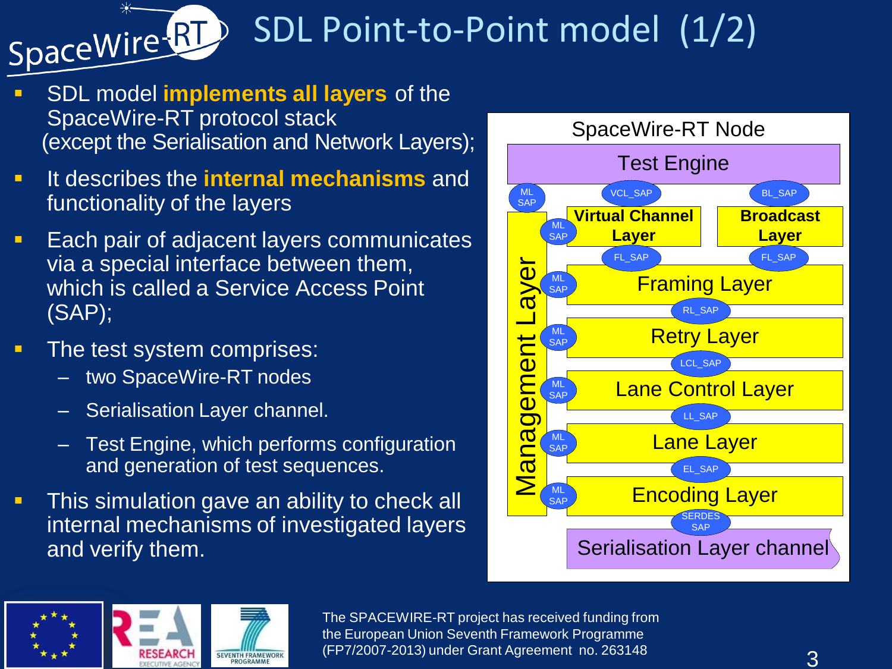# SDL Point-to-Point model (1/2)

- SDL model **implements all layers** of the SpaceWire-RT protocol stack (except the Serialisation and Network Layers);
- It describes the **internal mechanisms** and functionality of the layers
- Each pair of adjacent layers communicates via a special interface between them, which is called a Service Access Point (SAP);
- The test system comprises:
  - two SpaceWire-RT nodes
  - Serialisation Layer channel.
  - Test Engine, which performs configuration and generation of test sequences.
- This simulation gave an ability to check all internal mechanisms of investigated layers and verify them.

SpaceWire-RT Node

Test Engine

ML SAP | VCL_SAP | BL_SAP

**Virtual Channel Layer** | **Broadcast Layer**

FL_SAP | FL_SAP

Framing Layer

RL_SAP

Retry Layer

LCL_SAP

Lane Control Layer

LL_SAP

Lane Layer

EL_SAP

Encoding Layer

SERDES SAP

Serialisation Layer channel

Management Layer (ML SAP to each layer)

The SPACEWIRE-RT project has received funding from the European Union Seventh Framework Programme (FP7/2007-2013) under Grant Agreement no. 263148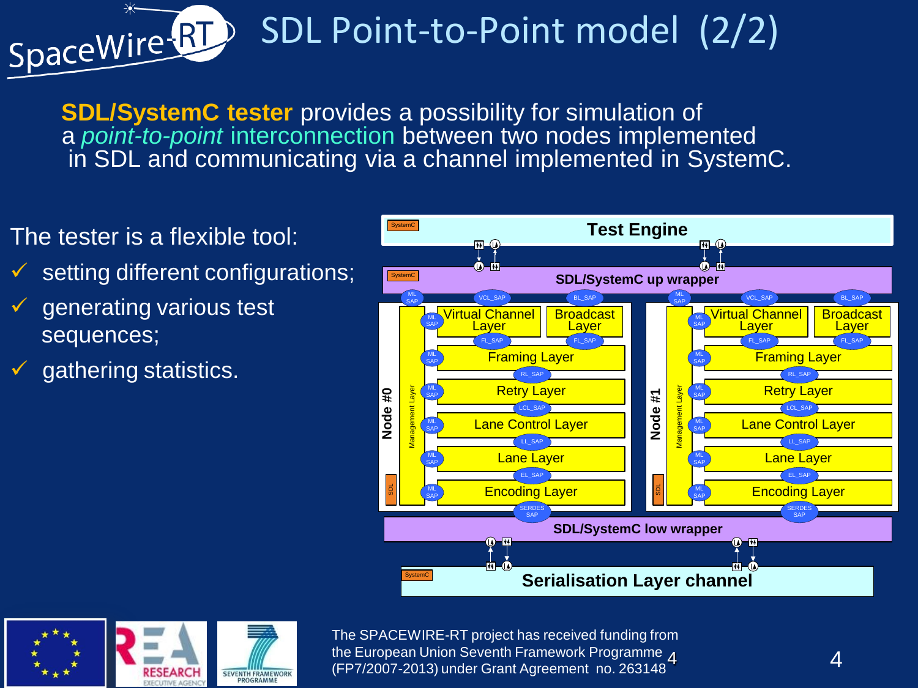# SDL Point-to-Point model (2/2)

**SDL/SystemC tester** provides a possibility for simulation of a *point-to-point* interconnection between two nodes implemented in SDL and communicating via a channel implemented in SystemC.

The tester is a flexible tool:

- ✓ setting different configurations;
- ✓ generating various test sequences;
- ✓ gathering statistics.

The SPACEWIRE-RT project has received funding from the European Union Seventh Framework Programme (FP7/2007-2013) under Grant Agreement no. 263148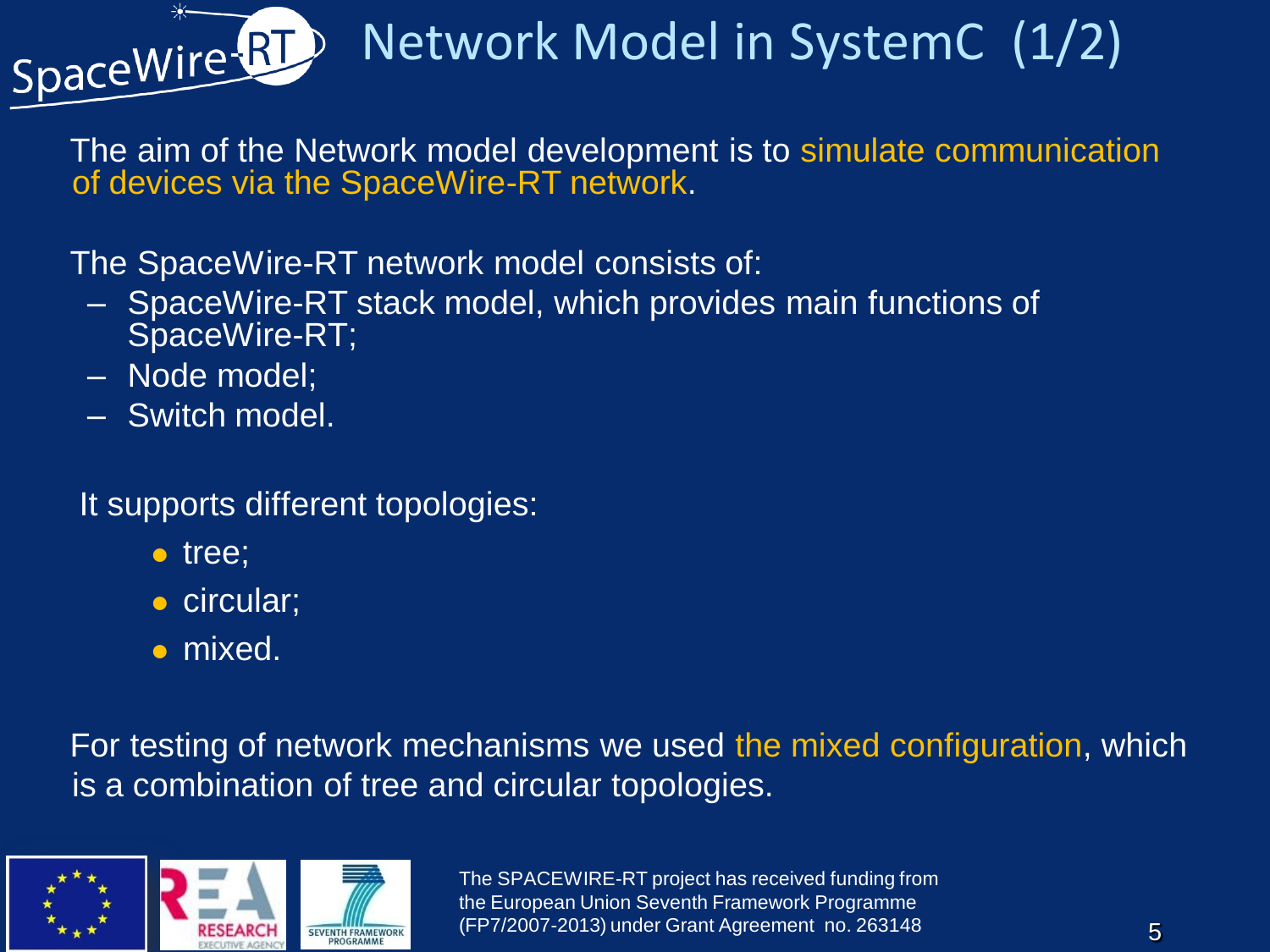# Network Model in SystemC (1/2)

The aim of the Network model development is to simulate communication of devices via the SpaceWire-RT network.

The SpaceWire-RT network model consists of:

- SpaceWire-RT stack model, which provides main functions of SpaceWire-RT;
- Node model;
- Switch model.

It supports different topologies:

- tree;
- circular;
- mixed.

For testing of network mechanisms we used the mixed configuration, which is a combination of tree and circular topologies.

The SPACEWIRE-RT project has received funding from the European Union Seventh Framework Programme (FP7/2007-2013) under Grant Agreement no. 263148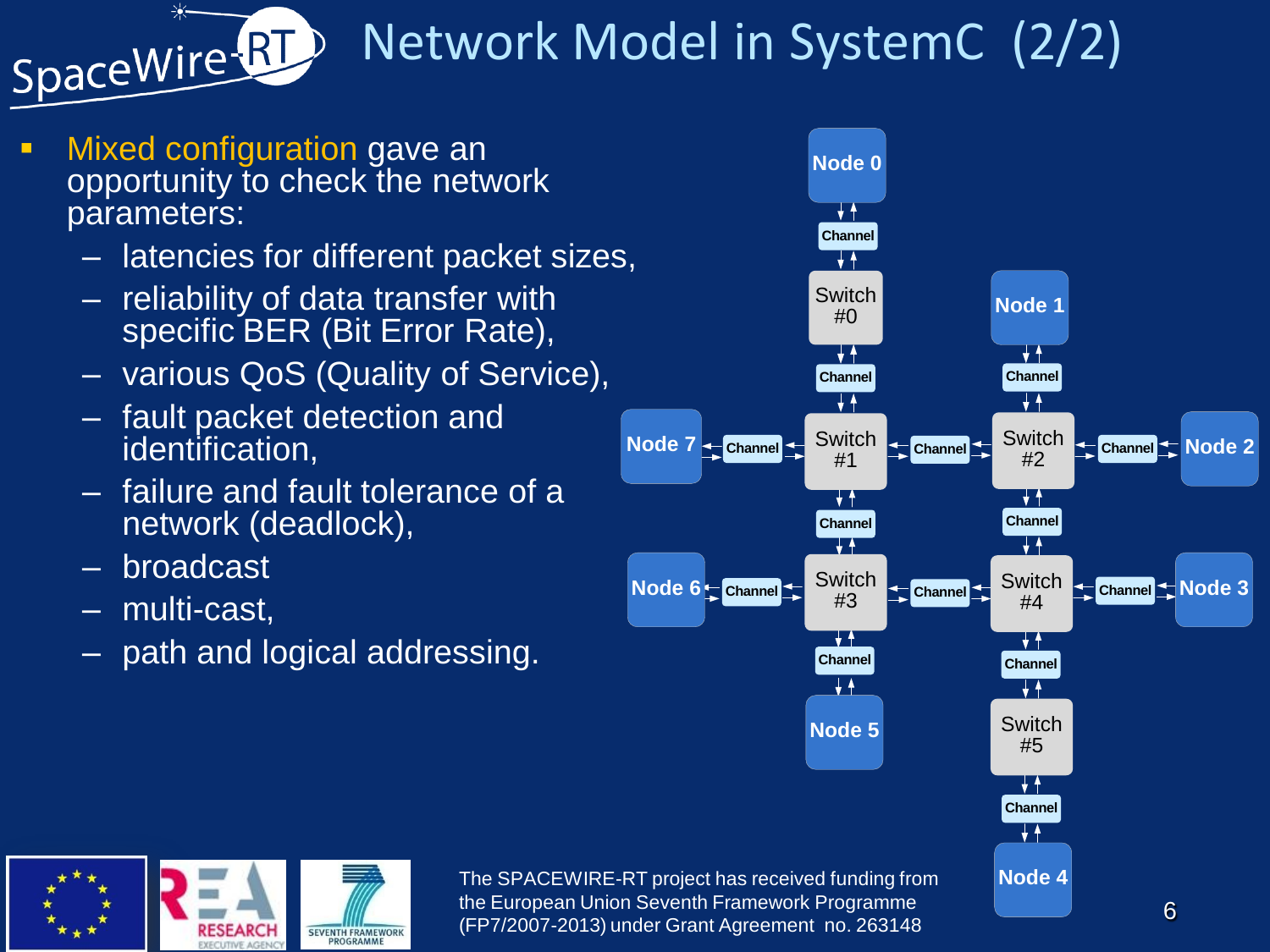# Network Model in SystemC (2/2)

- Mixed configuration gave an opportunity to check the network parameters:
  - latencies for different packet sizes,
  - reliability of data transfer with specific BER (Bit Error Rate),
  - various QoS (Quality of Service),
  - fault packet detection and identification,
  - failure and fault tolerance of a network (deadlock),
  - broadcast
  - multi-cast,
  - path and logical addressing.

The SPACEWIRE-RT project has received funding from the European Union Seventh Framework Programme (FP7/2007-2013) under Grant Agreement no. 263148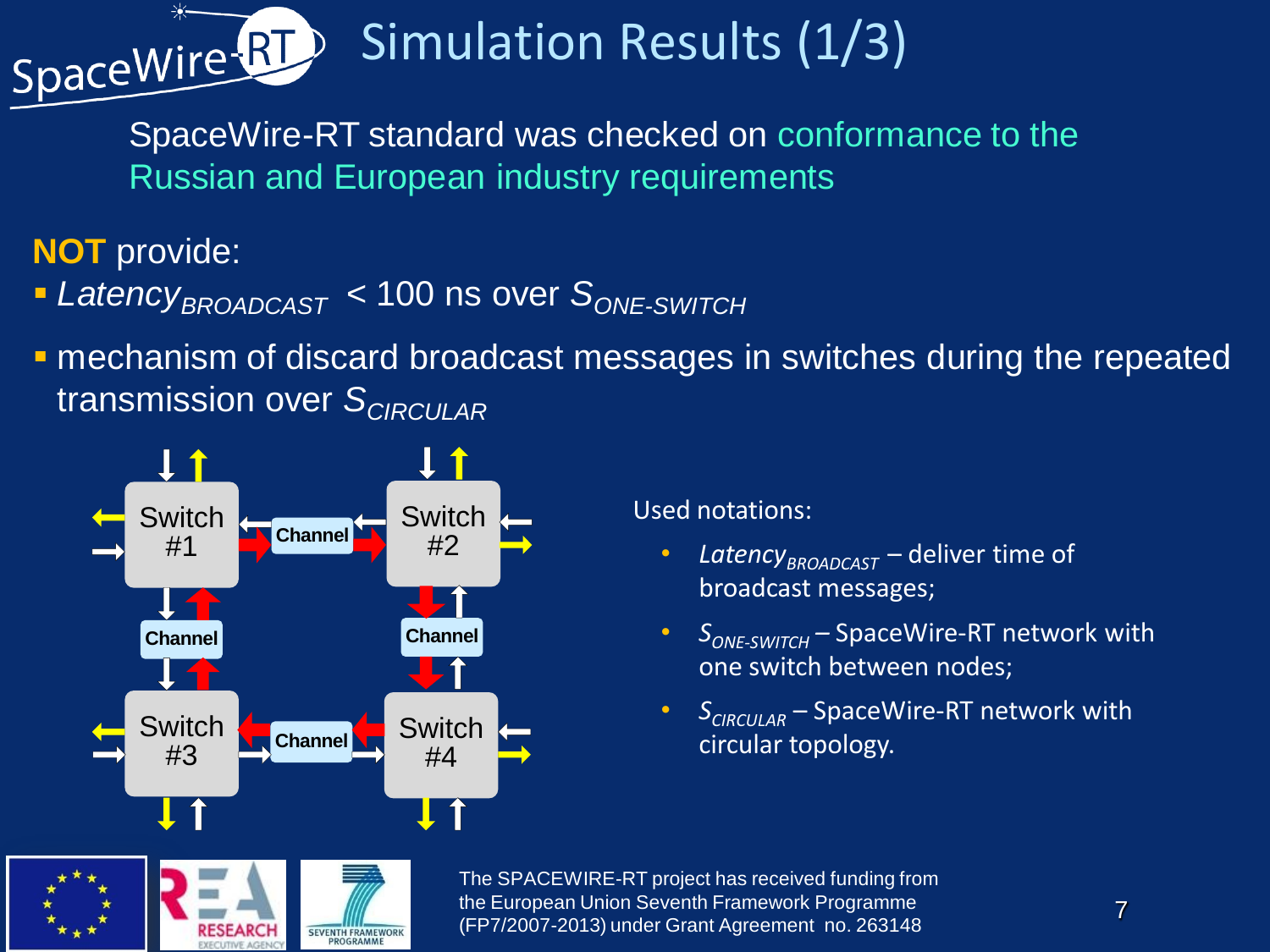# Simulation Results (1/3)

SpaceWire-RT standard was checked on conformance to the Russian and European industry requirements

**NOT** provide:

- $Latency_{BROADCAST}$ < 100 ns over $S_{ONE\text{-}SWITCH}$
- mechanism of discard broadcast messages in switches during the repeated transmission over $S_{CIRCULAR}$

Used notations:

- $Latency_{BROADCAST}$ – deliver time of broadcast messages;
- $S_{ONE\text{-}SWITCH}$ – SpaceWire-RT network with one switch between nodes;
- $S_{CIRCULAR}$ – SpaceWire-RT network with circular topology.

The SPACEWIRE-RT project has received funding from the European Union Seventh Framework Programme (FP7/2007-2013) under Grant Agreement no. 263148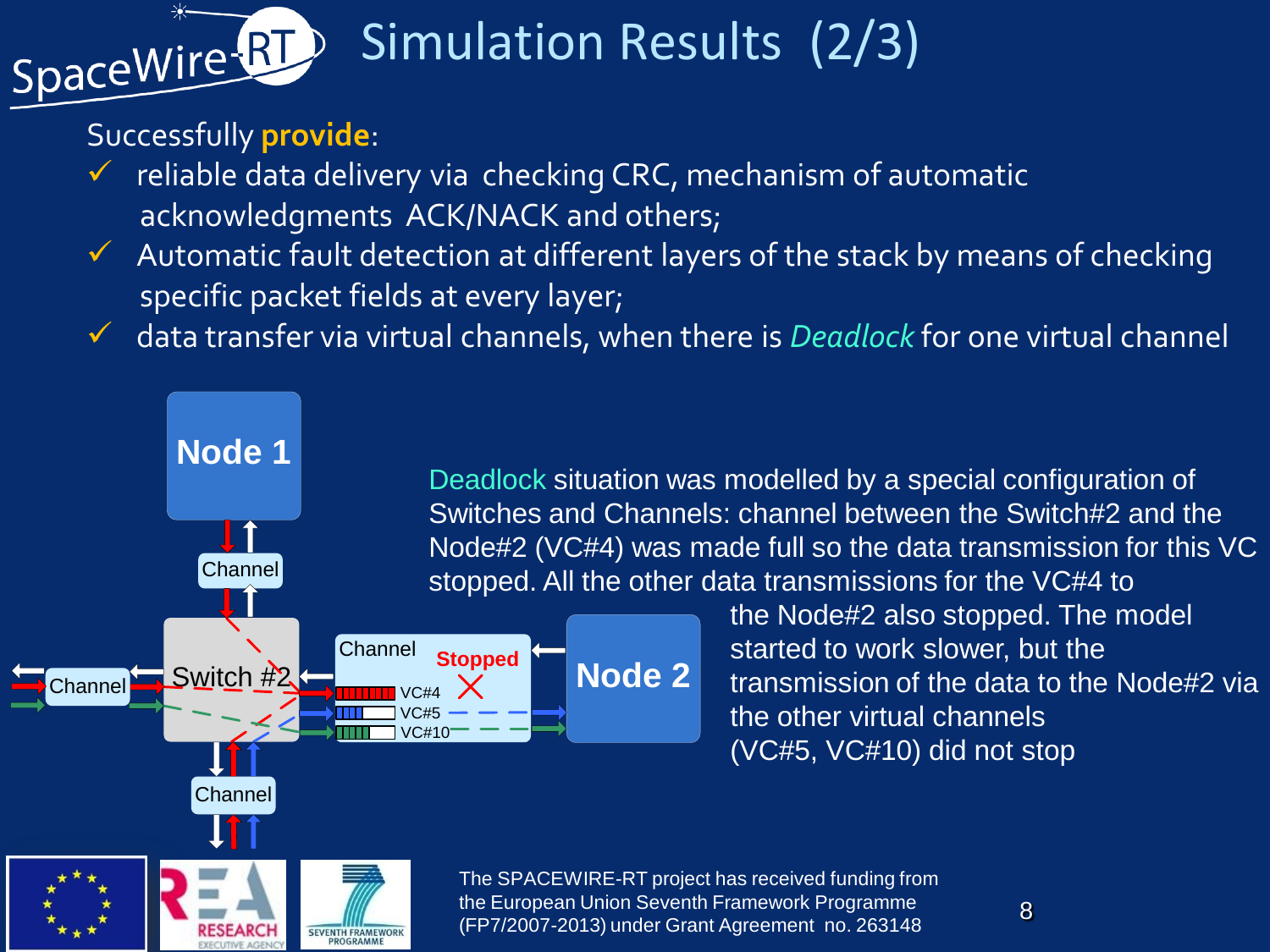# Simulation Results (2/3)

Successfully **provide**:

- ✓ reliable data delivery via checking CRC, mechanism of automatic acknowledgments ACK/NACK and others;
- ✓ Automatic fault detection at different layers of the stack by means of checking specific packet fields at every layer;
- ✓ data transfer via virtual channels, when there is *Deadlock* for one virtual channel

Node 1

Channel

Channel

Switch #2

Channel

Stopped

VC#4

VC#5

VC#10

Node 2

Channel

Deadlock situation was modelled by a special configuration of Switches and Channels: channel between the Switch#2 and the Node#2 (VC#4) was made full so the data transmission for this VC stopped. All the other data transmissions for the VC#4 to the Node#2 also stopped. The model started to work slower, but the transmission of the data to the Node#2 via the other virtual channels (VC#5, VC#10) did not stop

The SPACEWIRE-RT project has received funding from the European Union Seventh Framework Programme (FP7/2007-2013) under Grant Agreement no. 263148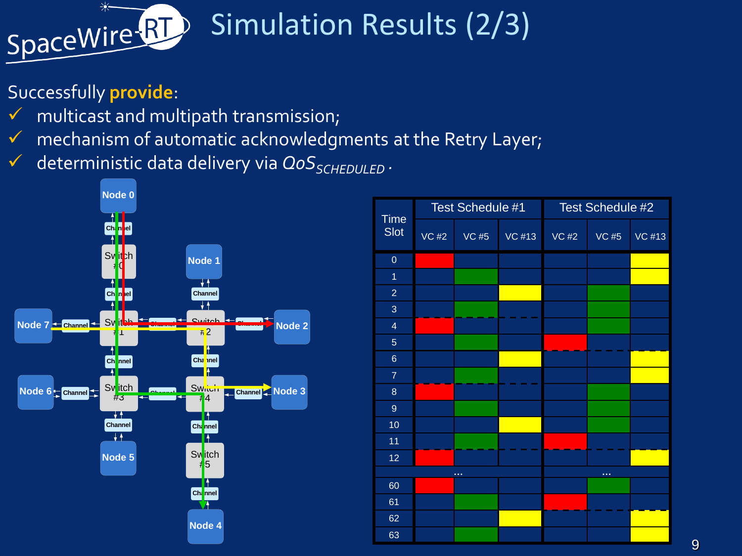# Simulation Results (2/3)

Successfully **provide**:

- ✓ multicast and multipath transmission;
- ✓ mechanism of automatic acknowledgments at the Retry Layer;
- ✓ deterministic data delivery via $QoS_{SCHEDULED}$.

| Time Slot | Test Schedule #1 | | | Test Schedule #2 | | |
|---|---|---|---|---|---|---|
| | VC #2 | VC #5 | VC #13 | VC #2 | VC #5 | VC #13 |
| 0 | red | | | | | yellow |
| 1 | | green | | | | yellow |
| 2 | | | yellow | | green | |
| 3 | | green | | | green | |
| 4 | red | | | | green | |
| 5 | | green | | red | | |
| 6 | | | yellow | | | yellow |
| 7 | | green | | | | yellow |
| 8 | red | | | | green | |
| 9 | | green | | | green | |
| 10 | | | yellow | | green | |
| 11 | | green | | red | | |
| 12 | red | | | | | yellow |
| ... | ... | | | ... | | |
| 60 | red | | | | green | |
| 61 | | green | | red | | |
| 62 | | | yellow | | | yellow |
| 63 | | green | | | | yellow |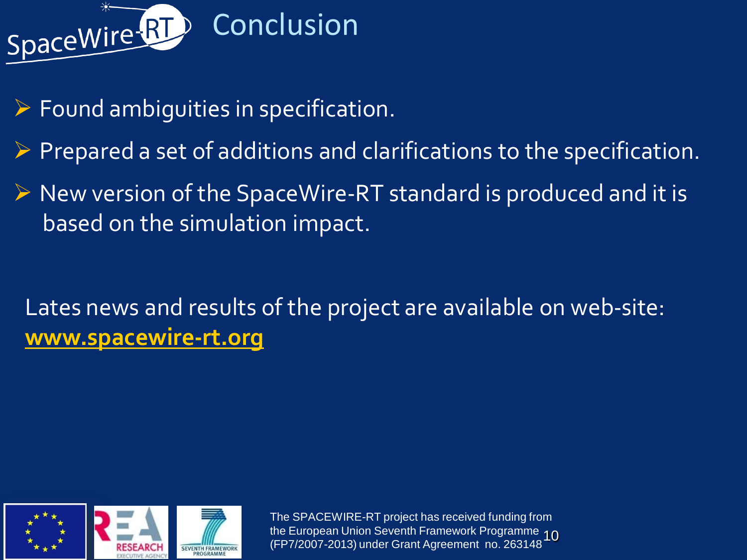# Conclusion

- Found ambiguities in specification.
- Prepared a set of additions and clarifications to the specification.
- New version of the SpaceWire-RT standard is produced and it is based on the simulation impact.

Lates news and results of the project are available on web-site: **www.spacewire-rt.org**

The SPACEWIRE-RT project has received funding from the European Union Seventh Framework Programme (FP7/2007-2013) under Grant Agreement no. 263148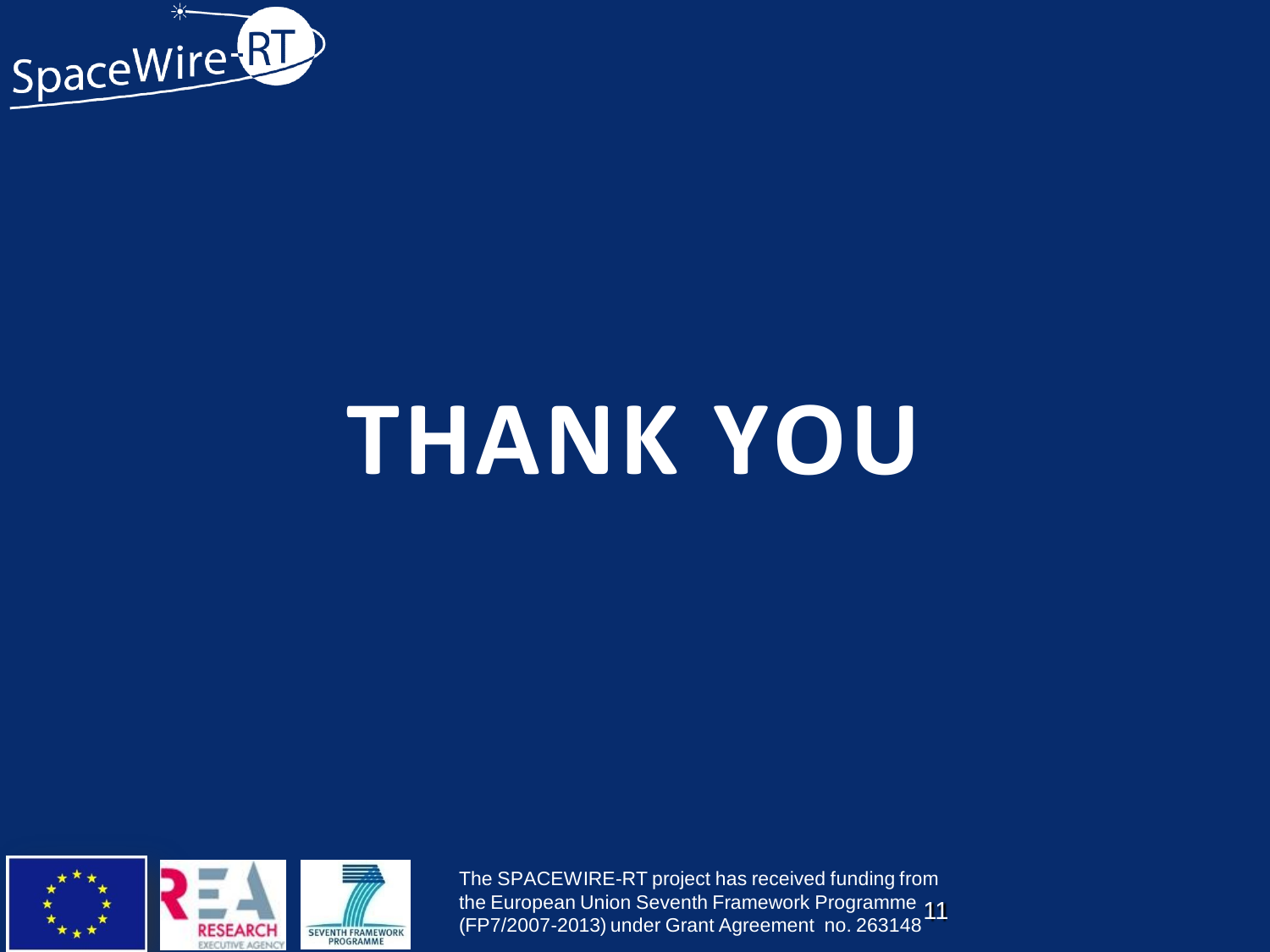# THANK YOU

The SPACEWIRE-RT project has received funding from the European Union Seventh Framework Programme (FP7/2007-2013) under Grant Agreement no. 263148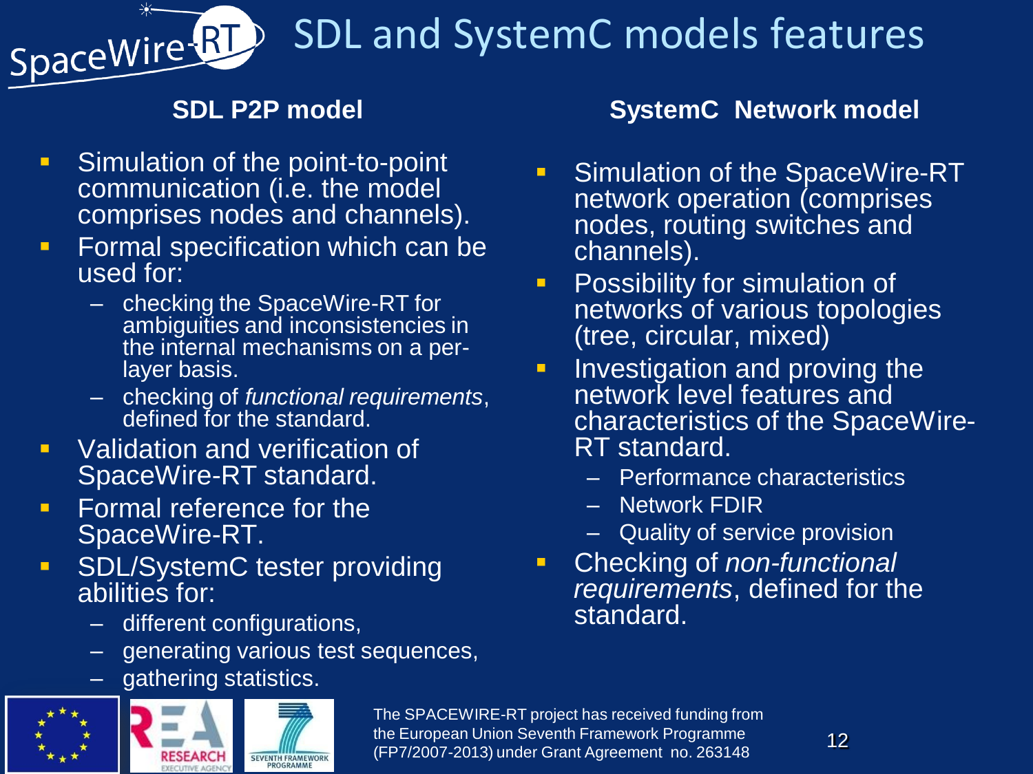# SDL and SystemC models features

## SDL P2P model

- Simulation of the point-to-point communication (i.e. the model comprises nodes and channels).
- Formal specification which can be used for:
  - checking the SpaceWire-RT for ambiguities and inconsistencies in the internal mechanisms on a per-layer basis.
  - checking of *functional requirements*, defined for the standard.
- Validation and verification of SpaceWire-RT standard.
- Formal reference for the SpaceWire-RT.
- SDL/SystemC tester providing abilities for:
  - different configurations,
  - generating various test sequences,
  - gathering statistics.

## SystemC Network model

- Simulation of the SpaceWire-RT network operation (comprises nodes, routing switches and channels).
- Possibility for simulation of networks of various topologies (tree, circular, mixed)
- Investigation and proving the network level features and characteristics of the SpaceWire-RT standard.
  - Performance characteristics
  - Network FDIR
  - Quality of service provision
- Checking of *non-functional requirements*, defined for the standard.

The SPACEWIRE-RT project has received funding from the European Union Seventh Framework Programme (FP7/2007-2013) under Grant Agreement no. 263148